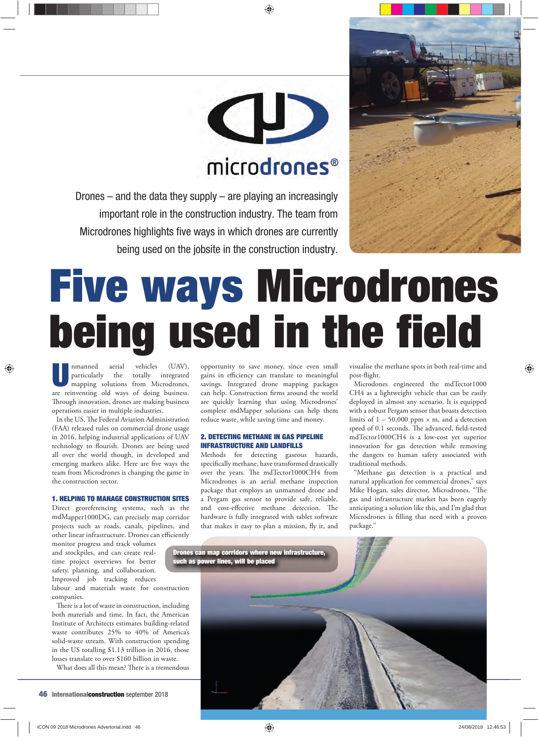microdrones®

Drones – and the data they supply – are playing an increasingly important role in the construction industry. The team from Microdrones highlights five ways in which drones are currently being used on the jobsite in the construction industry.

# Five ways Microdrones being used in the field

Unmanned aerial vehicles (UAV), particularly the totally integrated mapping solutions from Microdrones, are reinventing old ways of doing business. Through innovation, drones are making business operations easier in multiple industries.

In the US, The Federal Aviation Administration (FAA) released rules on commercial drone usage in 2016, helping industrial applications of UAV technology to flourish. Drones are being used all over the world though, in developed and emerging markets alike. Here are five ways the team from Microdrones is changing the game in the construction sector.

### 1. HELPING TO MANAGE CONSTRUCTION SITES

Direct georeferencing systems, such as the mdMapper1000DG, can precisely map corridor projects such as roads, canals, pipelines, and other linear infrastructure. Drones can efficiently monitor progress and track volumes and stockpiles, and can create real-time project overviews for better safety, planning, and collaboration. Improved job tracking reduces labour and materials waste for construction companies.

There is a lot of waste in construction, including both materials and time. In fact, the American Institute of Architects estimates building-related waste contributes 25% to 40% of America's solid-waste stream. With construction spending in the US totalling $1.13 trillion in 2016, those losses translate to over $160 billion in waste.

What does all this mean? There is a tremendous opportunity to save money, since even small gains in efficiency can translate to meaningful savings. Integrated drone mapping packages can help. Construction firms around the world are quickly learning that using Microdrones' complete mdMapper solutions can help them reduce waste, while saving time and money.

### 2. DETECTING METHANE IN GAS PIPELINE INFRASTRUCTURE AND LANDFILLS

Methods for detecting gaseous hazards, specifically methane, have transformed drastically over the years. The mdTector1000CH4 from Microdrones is an aerial methane inspection package that employs an unmanned drone and a Pergam gas sensor to provide safe, reliable, and cost-effective methane detection. The hardware is fully integrated with tablet software that makes it easy to plan a mission, fly it, and visualise the methane spots in both real-time and post-flight.

Microdones engineered the mdTector1000 CH4 as a lightweight vehicle that can be easily deployed in almost any scenario. It is equipped with a robust Pergam sensor that boasts detection limits of 1 – 50,000 ppm × m, and a detection speed of 0.1 seconds. The advanced, field-tested mdTector1000CH4 is a low-cost yet superior innovation for gas detection while removing the dangers to human safety associated with traditional methods.

"Methane gas detection is a practical and natural application for commercial drones," says Mike Hogan, sales director, Microdrones. "The gas and infrastructure market has been eagerly anticipating a solution like this, and I'm glad that Microdrones is filling that need with a proven package."

Drones can map corridors where new infrastructure, such as power lines, will be placed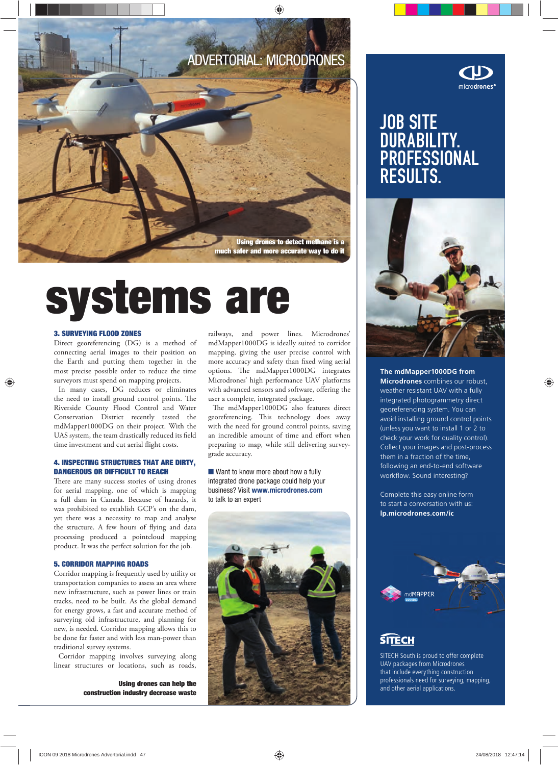ADVERTORIAL: MICRODRONES

Using drones to detect methane is a much safer and more accurate way to do it

# systems are

### 3. SURVEYING FLOOD ZONES

Direct georeferencing (DG) is a method of connecting aerial images to their position on the Earth and putting them together in the most precise possible order to reduce the time surveyors must spend on mapping projects.

In many cases, DG reduces or eliminates the need to install ground control points. The Riverside County Flood Control and Water Conservation District recently tested the mdMapper1000DG on their project. With the UAS system, the team drastically reduced its field time investment and cut aerial flight costs.

### 4. INSPECTING STRUCTURES THAT ARE DIRTY, DANGEROUS OR DIFFICULT TO REACH

There are many success stories of using drones for aerial mapping, one of which is mapping a full dam in Canada. Because of hazards, it was prohibited to establish GCP's on the dam, yet there was a necessity to map and analyse the structure. A few hours of flying and data processing produced a pointcloud mapping product. It was the perfect solution for the job.

### 5. CORRIDOR MAPPING ROADS

Corridor mapping is frequently used by utility or transportation companies to assess an area where new infrastructure, such as power lines or train tracks, need to be built. As the global demand for energy grows, a fast and accurate method of surveying old infrastructure, and planning for new, is needed. Corridor mapping allows this to be done far faster and with less man-power than traditional survey systems.

Corridor mapping involves surveying along linear structures or locations, such as roads, railways, and power lines. Microdrones' mdMapper1000DG is ideally suited to corridor mapping, giving the user precise control with more accuracy and safety than fixed wing aerial options. The mdMapper1000DG integrates Microdrones' high performance UAV platforms with advanced sensors and software, offering the user a complete, integrated package.

The mdMapper1000DG also features direct georeferencing. This technology does away with the need for ground control points, saving an incredible amount of time and effort when preparing to map, while still delivering survey-grade accuracy.

■ Want to know more about how a fully integrated drone package could help your business? Visit **www.microdrones.com** to talk to an expert

Using drones can help the construction industry decrease waste

microdrones®

## JOB SITE DURABILITY. PROFESSIONAL RESULTS.

**The mdMapper1000DG from Microdrones** combines our robust, weather resistant UAV with a fully integrated photogrammetry direct georeferencing system. You can avoid installing ground control points (unless you want to install 1 or 2 to check your work for quality control). Collect your images and post-process them in a fraction of the time, following an end-to-end software workflow. Sound interesting?

Complete this easy online form to start a conversation with us: **lp.microdrones.com/ic**

mdMAPPER 1000DG

SITECH

SITECH South is proud to offer complete UAV packages from Microdrones that include everything construction professionals need for surveying, mapping, and other aerial applications.